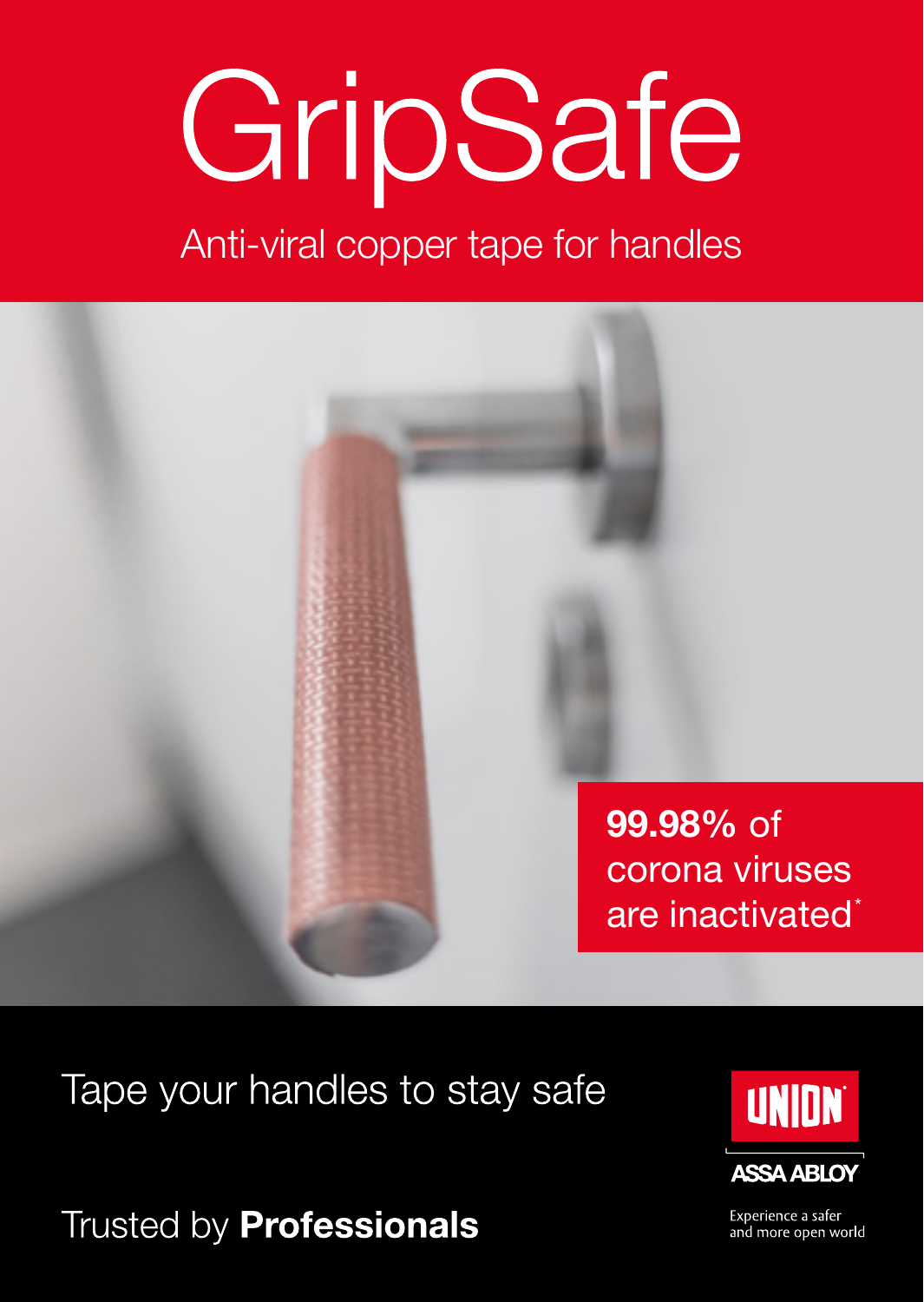# GripSafe

## Anti-viral copper tape for handles

**99.98%** of corona viruses are inactivated*

Tape your handles to stay safe

Trusted by **Professionals**

UNION

ASSA ABLOY

Experience a safer and more open world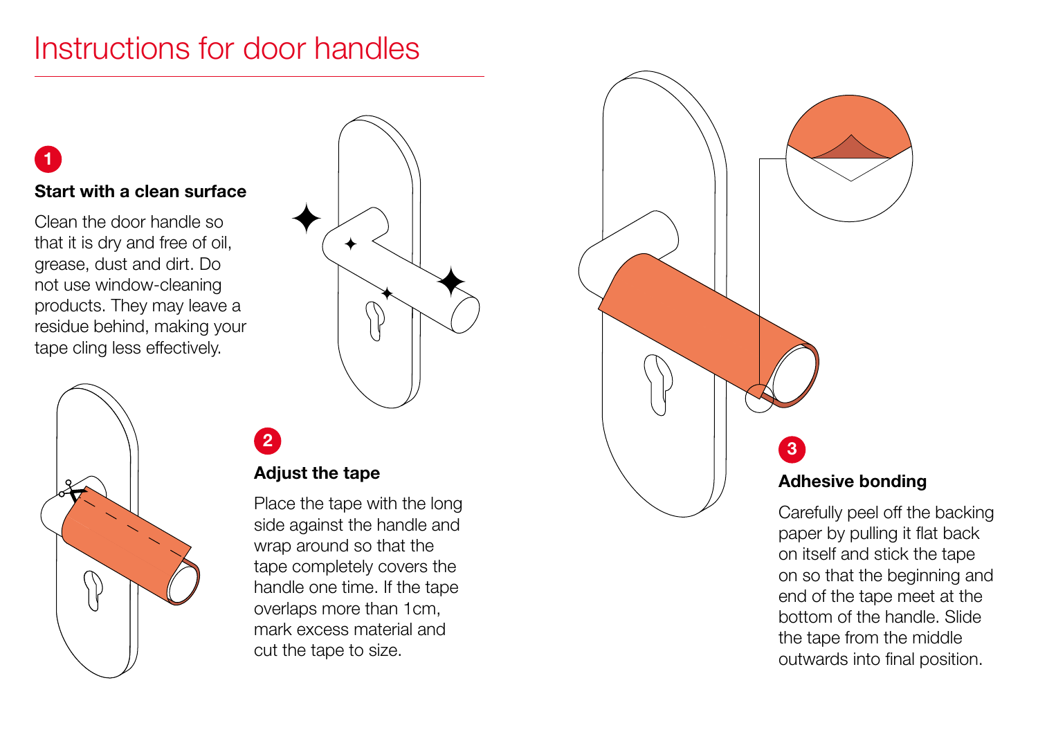# Instructions for door handles

**1**

### Start with a clean surface

Clean the door handle so that it is dry and free of oil, grease, dust and dirt. Do not use window-cleaning products. They may leave a residue behind, making your tape cling less effectively.

**2**

### Adjust the tape

Place the tape with the long side against the handle and wrap around so that the tape completely covers the handle one time. If the tape overlaps more than 1cm, mark excess material and cut the tape to size.

**3**

### Adhesive bonding

Carefully peel off the backing paper by pulling it flat back on itself and stick the tape on so that the beginning and end of the tape meet at the bottom of the handle. Slide the tape from the middle outwards into final position.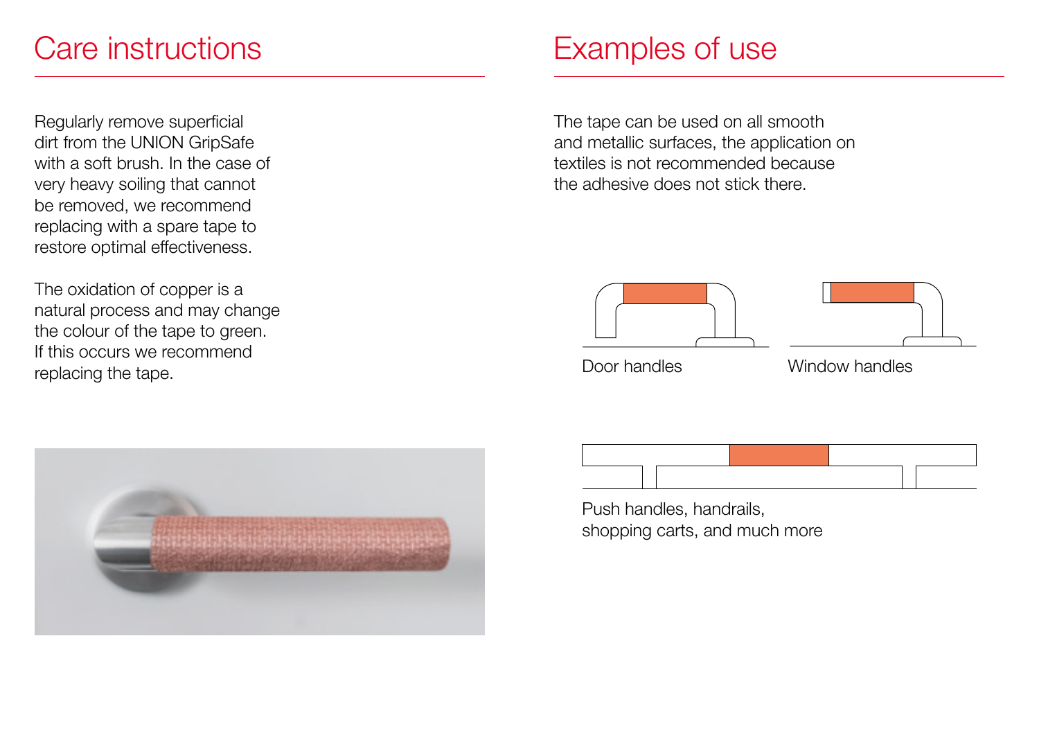# Care instructions

Regularly remove superficial dirt from the UNION GripSafe with a soft brush. In the case of very heavy soiling that cannot be removed, we recommend replacing with a spare tape to restore optimal effectiveness.

The oxidation of copper is a natural process and may change the colour of the tape to green. If this occurs we recommend replacing the tape.

# Examples of use

The tape can be used on all smooth and metallic surfaces, the application on textiles is not recommended because the adhesive does not stick there.

Door handles

Window handles

Push handles, handrails, shopping carts, and much more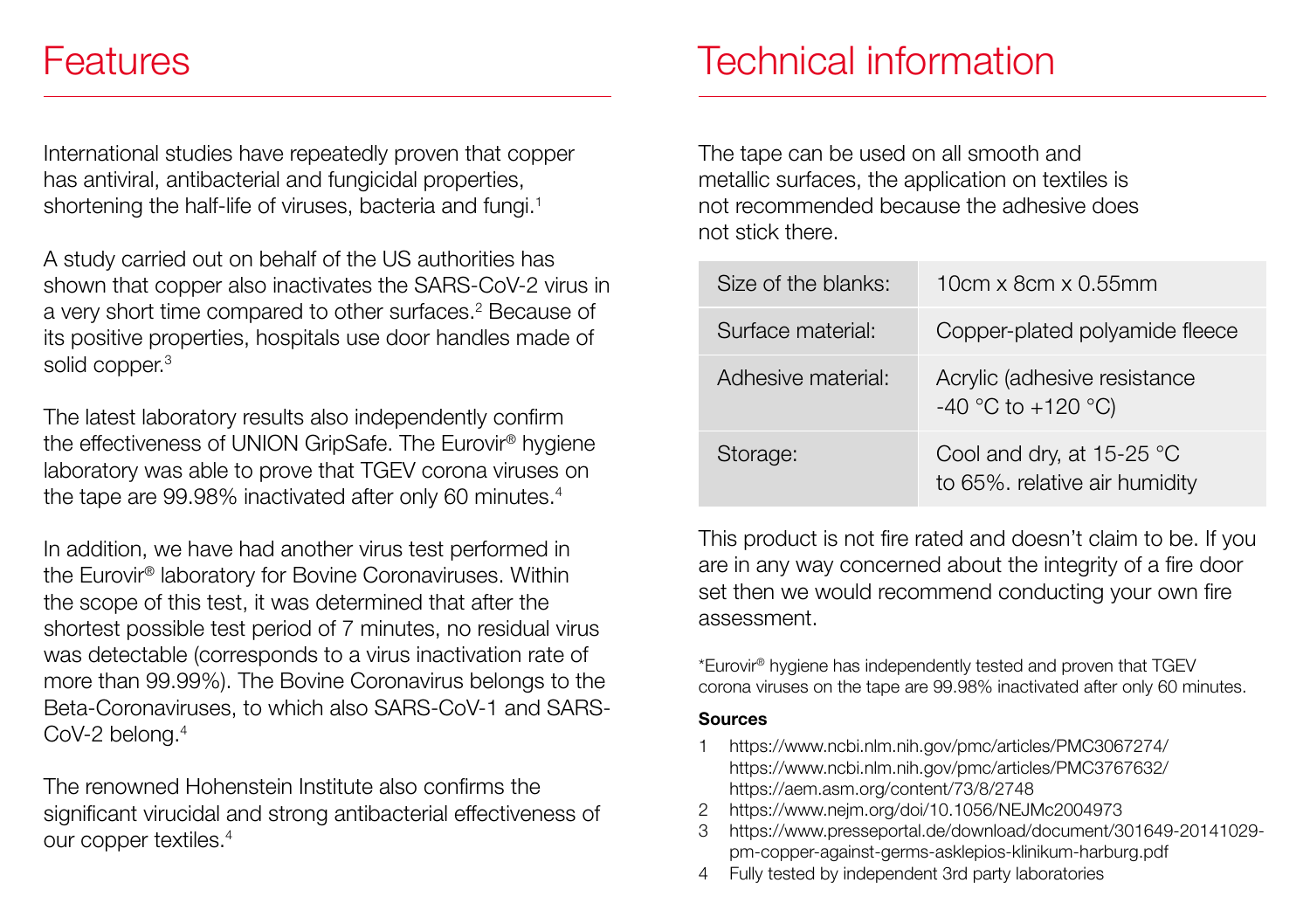# Features

International studies have repeatedly proven that copper has antiviral, antibacterial and fungicidal properties, shortening the half-life of viruses, bacteria and fungi.[1]

A study carried out on behalf of the US authorities has shown that copper also inactivates the SARS-CoV-2 virus in a very short time compared to other surfaces.[2] Because of its positive properties, hospitals use door handles made of solid copper.[3]

The latest laboratory results also independently confirm the effectiveness of UNION GripSafe. The Eurovir® hygiene laboratory was able to prove that TGEV corona viruses on the tape are 99.98% inactivated after only 60 minutes.[4]

In addition, we have had another virus test performed in the Eurovir® laboratory for Bovine Coronaviruses. Within the scope of this test, it was determined that after the shortest possible test period of 7 minutes, no residual virus was detectable (corresponds to a virus inactivation rate of more than 99.99%). The Bovine Coronavirus belongs to the Beta-Coronaviruses, to which also SARS-CoV-1 and SARS-CoV-2 belong.[4]

The renowned Hohenstein Institute also confirms the significant virucidal and strong antibacterial effectiveness of our copper textiles.[4]

# Technical information

The tape can be used on all smooth and metallic surfaces, the application on textiles is not recommended because the adhesive does not stick there.

| | |
|---|---|
| Size of the blanks: | 10cm x 8cm x 0.55mm |
| Surface material: | Copper-plated polyamide fleece |
| Adhesive material: | Acrylic (adhesive resistance -40 °C to +120 °C) |
| Storage: | Cool and dry, at 15-25 °C to 65%. relative air humidity |

This product is not fire rated and doesn't claim to be. If you are in any way concerned about the integrity of a fire door set then we would recommend conducting your own fire assessment.

*Eurovir® hygiene has independently tested and proven that TGEV corona viruses on the tape are 99.98% inactivated after only 60 minutes.

**Sources**

1. https://www.ncbi.nlm.nih.gov/pmc/articles/PMC3067274/
   https://www.ncbi.nlm.nih.gov/pmc/articles/PMC3767632/
   https://aem.asm.org/content/73/8/2748
2. https://www.nejm.org/doi/10.1056/NEJMc2004973
3. https://www.presseportal.de/download/document/301649-20141029-pm-copper-against-germs-asklepios-klinikum-harburg.pdf
4. Fully tested by independent 3rd party laboratories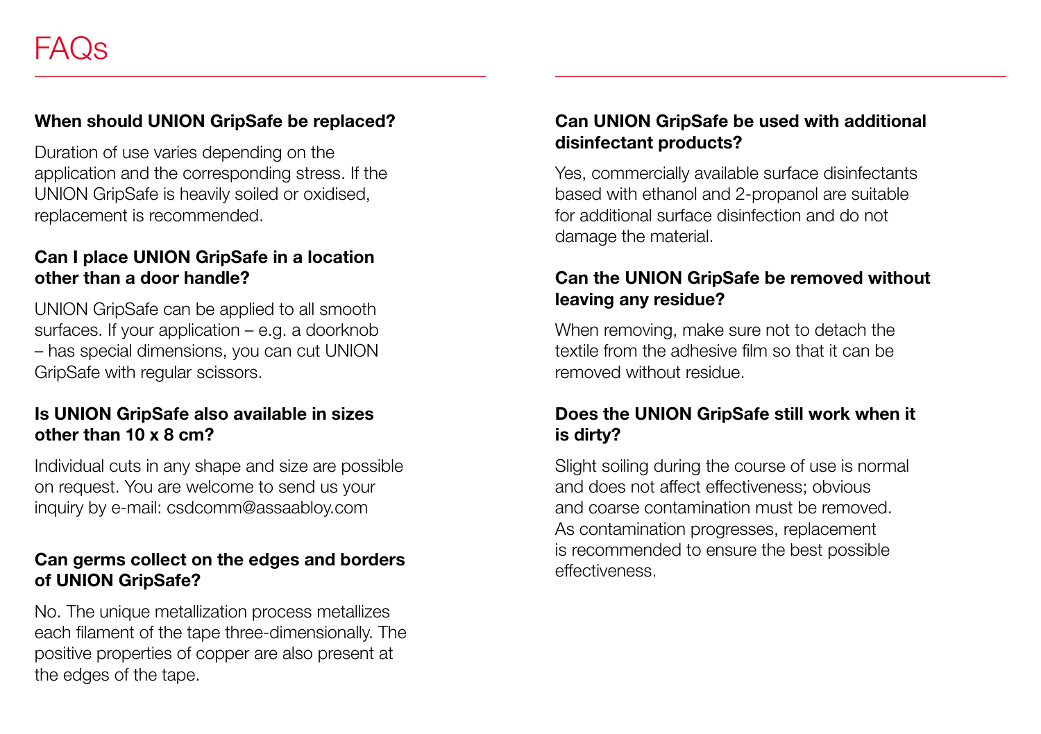# FAQs

### When should UNION GripSafe be replaced?

Duration of use varies depending on the application and the corresponding stress. If the UNION GripSafe is heavily soiled or oxidised, replacement is recommended.

### Can I place UNION GripSafe in a location other than a door handle?

UNION GripSafe can be applied to all smooth surfaces. If your application – e.g. a doorknob – has special dimensions, you can cut UNION GripSafe with regular scissors.

### Is UNION GripSafe also available in sizes other than 10 x 8 cm?

Individual cuts in any shape and size are possible on request. You are welcome to send us your inquiry by e-mail: csdcomm@assaabloy.com

### Can germs collect on the edges and borders of UNION GripSafe?

No. The unique metallization process metallizes each filament of the tape three-dimensionally. The positive properties of copper are also present at the edges of the tape.

### Can UNION GripSafe be used with additional disinfectant products?

Yes, commercially available surface disinfectants based with ethanol and 2-propanol are suitable for additional surface disinfection and do not damage the material.

### Can the UNION GripSafe be removed without leaving any residue?

When removing, make sure not to detach the textile from the adhesive film so that it can be removed without residue.

### Does the UNION GripSafe still work when it is dirty?

Slight soiling during the course of use is normal and does not affect effectiveness; obvious and coarse contamination must be removed. As contamination progresses, replacement is recommended to ensure the best possible effectiveness.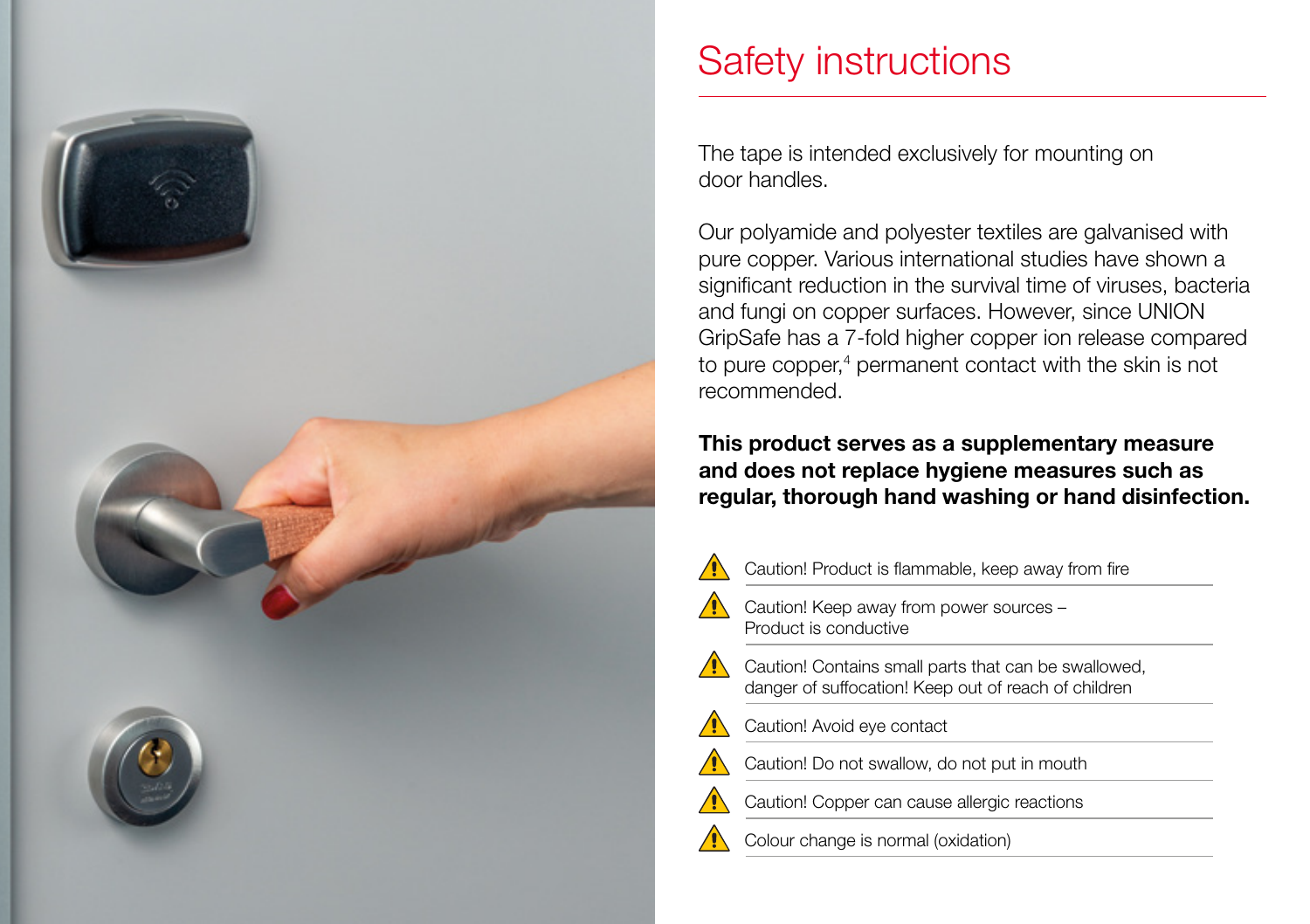# Safety instructions

The tape is intended exclusively for mounting on door handles.

Our polyamide and polyester textiles are galvanised with pure copper. Various international studies have shown a significant reduction in the survival time of viruses, bacteria and fungi on copper surfaces. However, since UNION GripSafe has a 7-fold higher copper ion release compared to pure copper,[4] permanent contact with the skin is not recommended.

**This product serves as a supplementary measure and does not replace hygiene measures such as regular, thorough hand washing or hand disinfection.**

- ⚠ Caution! Product is flammable, keep away from fire
- ⚠ Caution! Keep away from power sources – Product is conductive
- ⚠ Caution! Contains small parts that can be swallowed, danger of suffocation! Keep out of reach of children
- ⚠ Caution! Avoid eye contact
- ⚠ Caution! Do not swallow, do not put in mouth
- ⚠ Caution! Copper can cause allergic reactions
- ⚠ Colour change is normal (oxidation)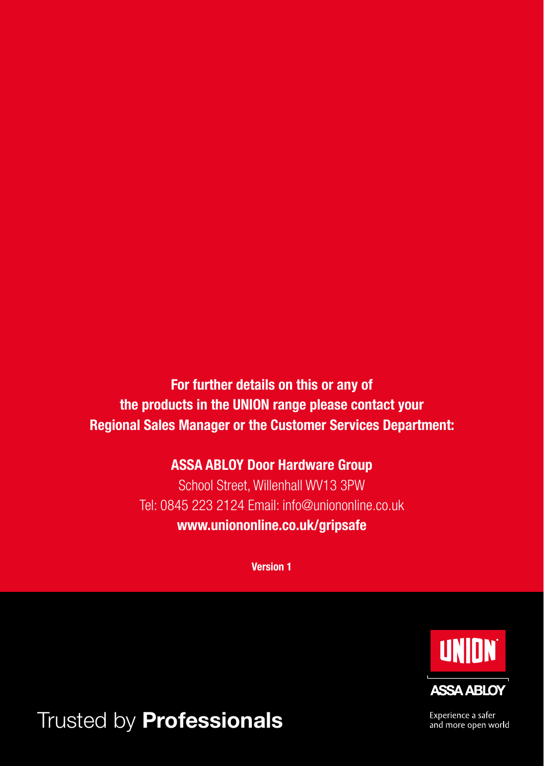**For further details on this or any of the products in the UNION range please contact your Regional Sales Manager or the Customer Services Department:**

**ASSA ABLOY Door Hardware Group**

School Street, Willenhall WV13 3PW

Tel: 0845 223 2124 Email: info@uniononline.co.uk

**www.uniononline.co.uk/gripsafe**

**Version 1**

UNION

ASSA ABLOY

Experience a safer and more open world

Trusted by **Professionals**